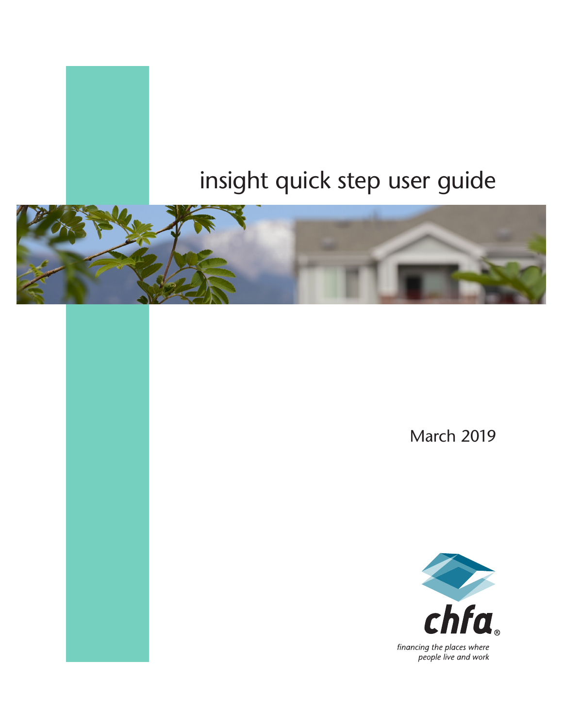# insight quick step user guide

March 2019

chfa®

*financing the places where people live and work*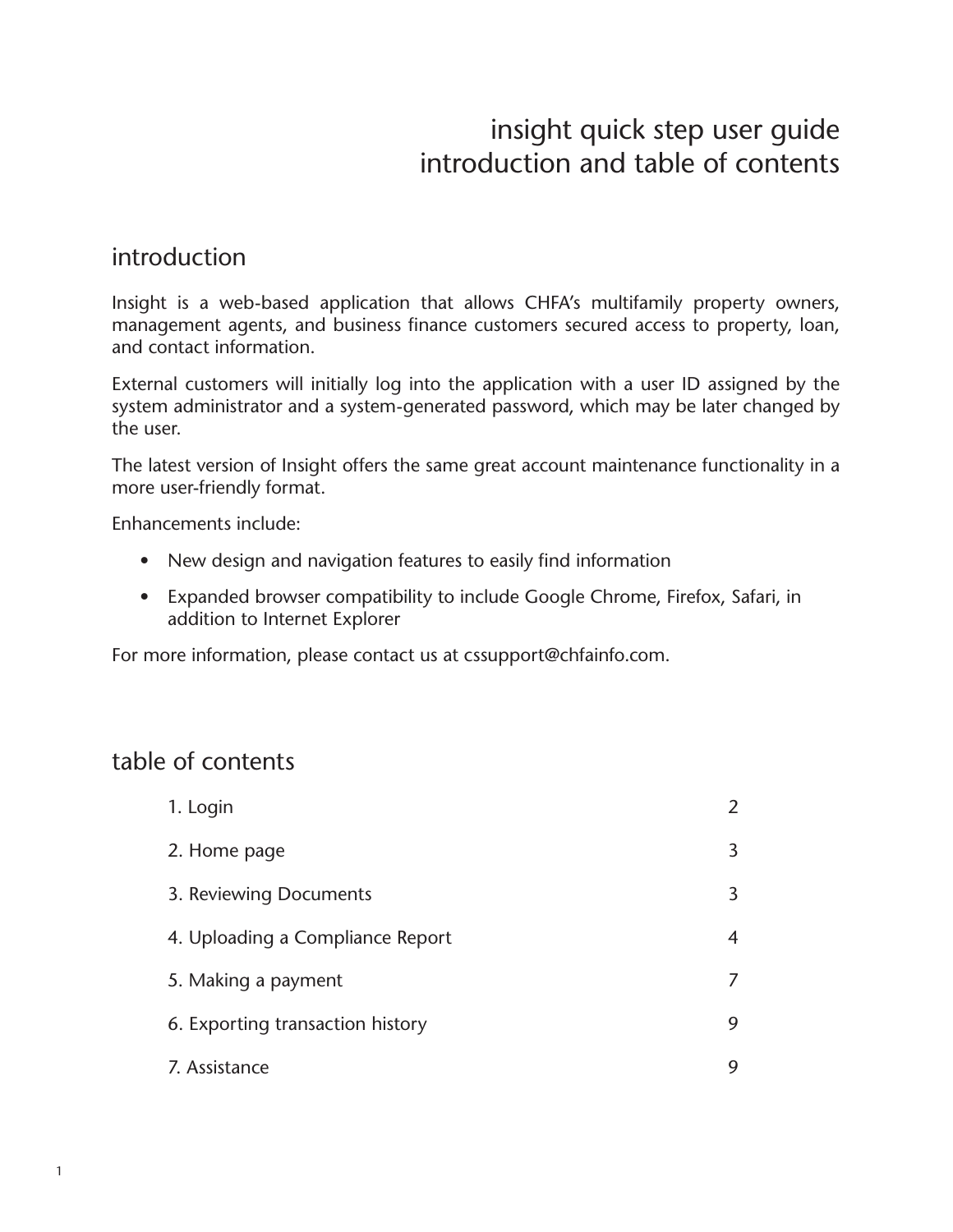# insight quick step user guide
# introduction and table of contents

## introduction

Insight is a web-based application that allows CHFA's multifamily property owners, management agents, and business finance customers secured access to property, loan, and contact information.

External customers will initially log into the application with a user ID assigned by the system administrator and a system-generated password, which may be later changed by the user.

The latest version of Insight offers the same great account maintenance functionality in a more user-friendly format.

Enhancements include:

- New design and navigation features to easily find information
- Expanded browser compatibility to include Google Chrome, Firefox, Safari, in addition to Internet Explorer

For more information, please contact us at cssupport@chfainfo.com.

## table of contents

| | |
|---|---|
| 1. Login | 2 |
| 2. Home page | 3 |
| 3. Reviewing Documents | 3 |
| 4. Uploading a Compliance Report | 4 |
| 5. Making a payment | 7 |
| 6. Exporting transaction history | 9 |
| 7. Assistance | 9 |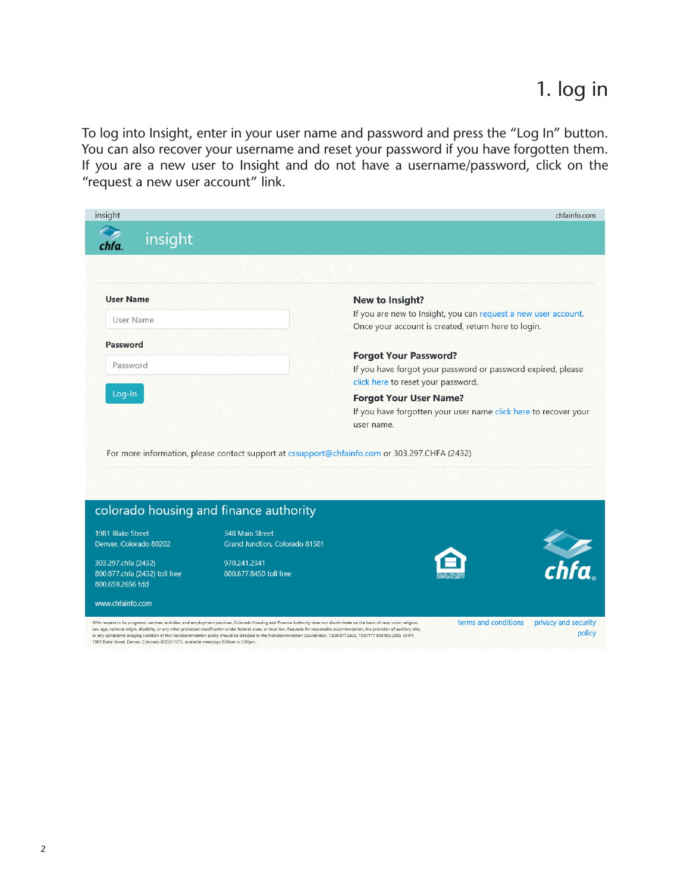# 1. log in

To log into Insight, enter in your user name and password and press the "Log In" button. You can also recover your username and reset your password if you have forgotten them. If you are a new user to Insight and do not have a username/password, click on the "request a new user account" link.

insight chfainfo.com

insight

**User Name**

User Name

**Password**

Password

Log-In

**New to Insight?**

If you are new to Insight, you can request a new user account. Once your account is created, return here to login.

**Forgot Your Password?**

If you have forgot your password or password expired, please click here to reset your password.

**Forgot Your User Name?**

If you have forgotten your user name click here to recover your user name.

For more information, please contact support at cssupport@chfainfo.com or 303.297.CHFA (2432)

colorado housing and finance authority

1981 Blake Street
Denver, Colorado 80202

303.297.chfa (2432)
800.877.chfa (2432) toll free
800.659.2656 tdd

www.chfainfo.com

348 Main Street
Grand Junction, Colorado 81501

970.241.2341
800.877.8450 toll free

With respect to its programs, services, activities, and employment practices, Colorado Housing and Finance Authority does not discriminate on the basis of race, color, religion, sex, age, national origin, disability, or any other protected classification under federal, state, or local law. Requests for reasonable accommodation, the provision of auxiliary aids, or any complaints alleging violation of this nondiscrimination policy should be directed to the Nondiscrimination Coordinator, 1.800.877.2432, TDD/TTY 800.659.2565, CHFA, 1981 Blake Street, Denver, Colorado 80202-1272, available weekdays 8:00am to 5:00pm.

terms and conditions privacy and security policy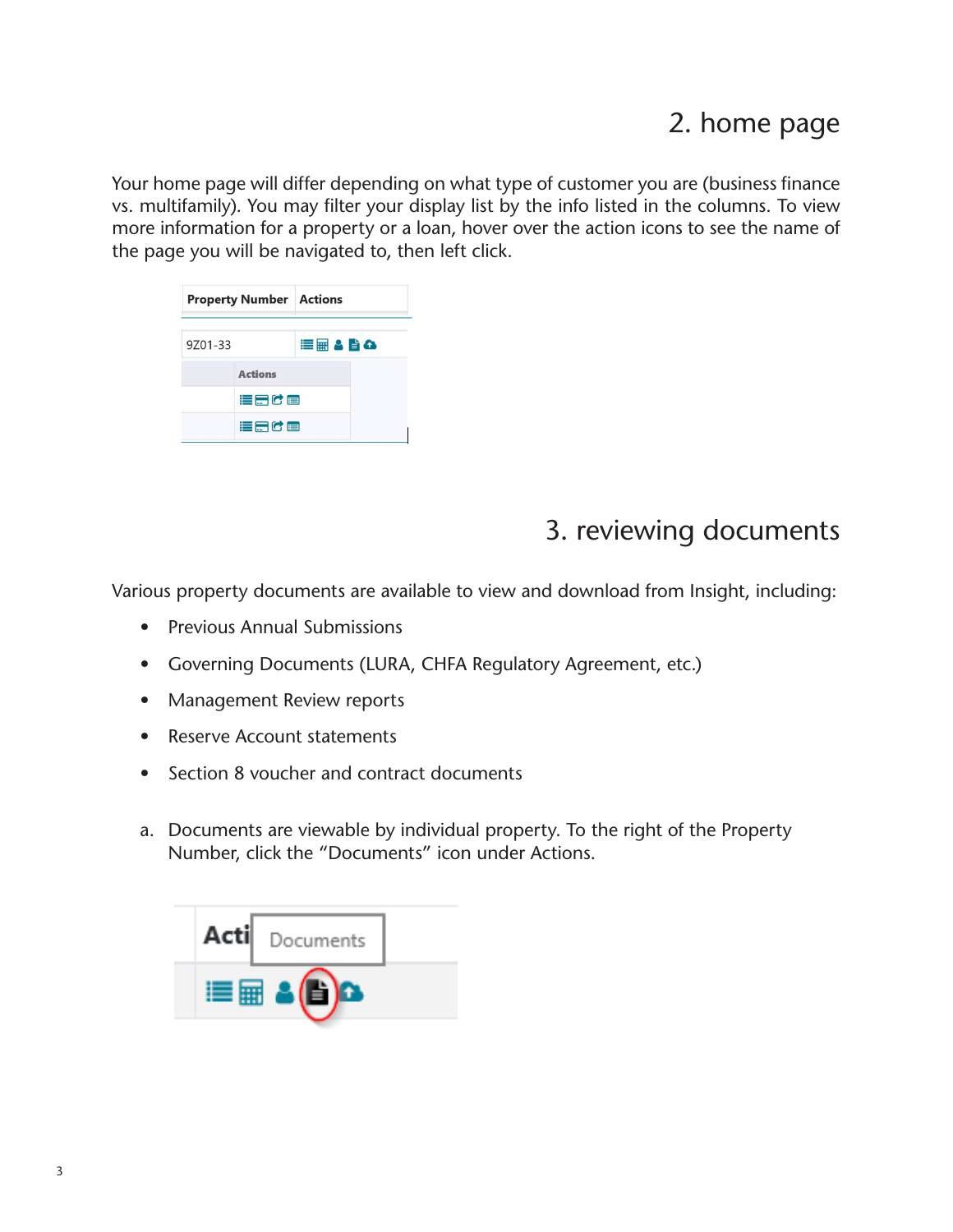## 2. home page

Your home page will differ depending on what type of customer you are (business finance vs. multifamily). You may filter your display list by the info listed in the columns. To view more information for a property or a loan, hover over the action icons to see the name of the page you will be navigated to, then left click.

## 3. reviewing documents

Various property documents are available to view and download from Insight, including:

- Previous Annual Submissions
- Governing Documents (LURA, CHFA Regulatory Agreement, etc.)
- Management Review reports
- Reserve Account statements
- Section 8 voucher and contract documents

a. Documents are viewable by individual property. To the right of the Property Number, click the "Documents" icon under Actions.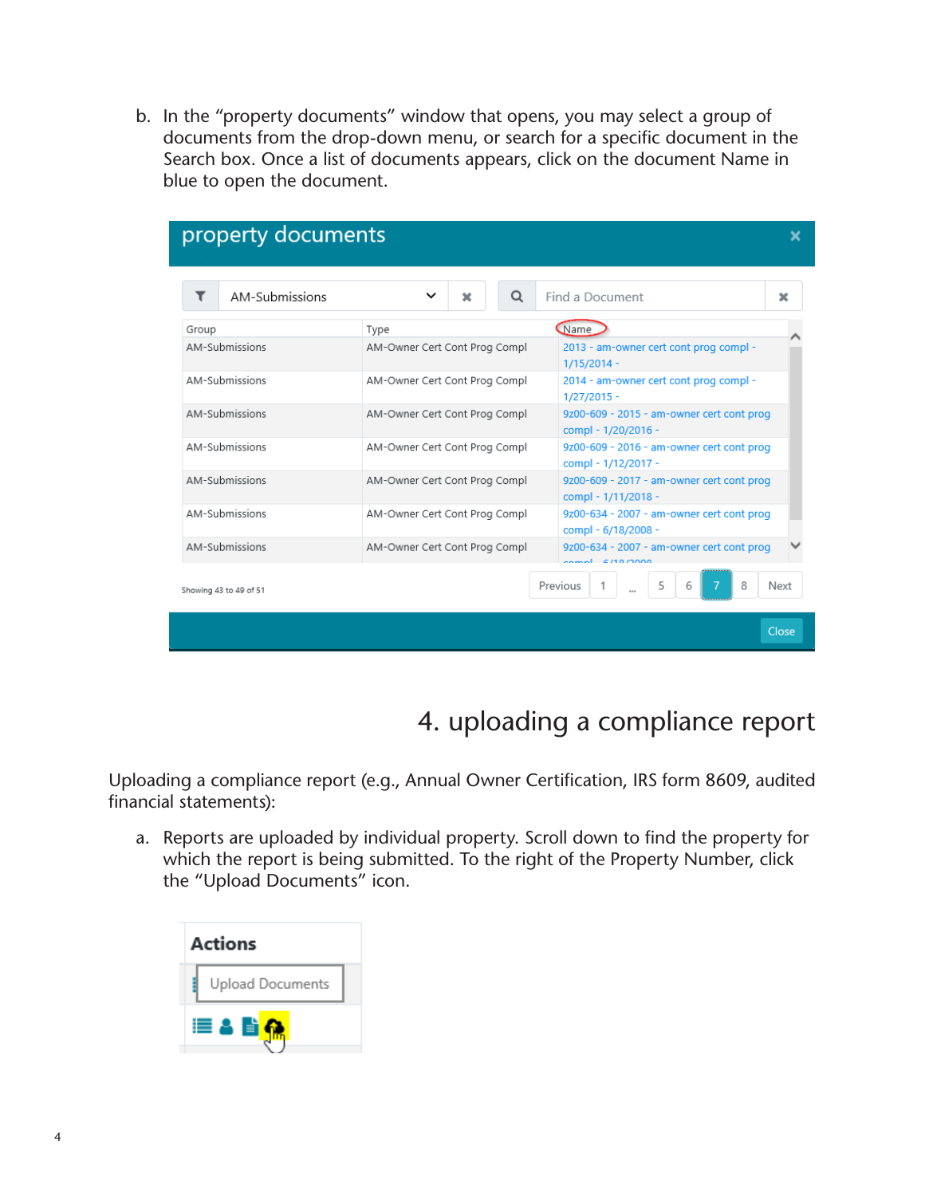b. In the "property documents" window that opens, you may select a group of documents from the drop-down menu, or search for a specific document in the Search box. Once a list of documents appears, click on the document Name in blue to open the document.

## 4. uploading a compliance report

Uploading a compliance report (e.g., Annual Owner Certification, IRS form 8609, audited financial statements):

a. Reports are uploaded by individual property. Scroll down to find the property for which the report is being submitted. To the right of the Property Number, click the "Upload Documents" icon.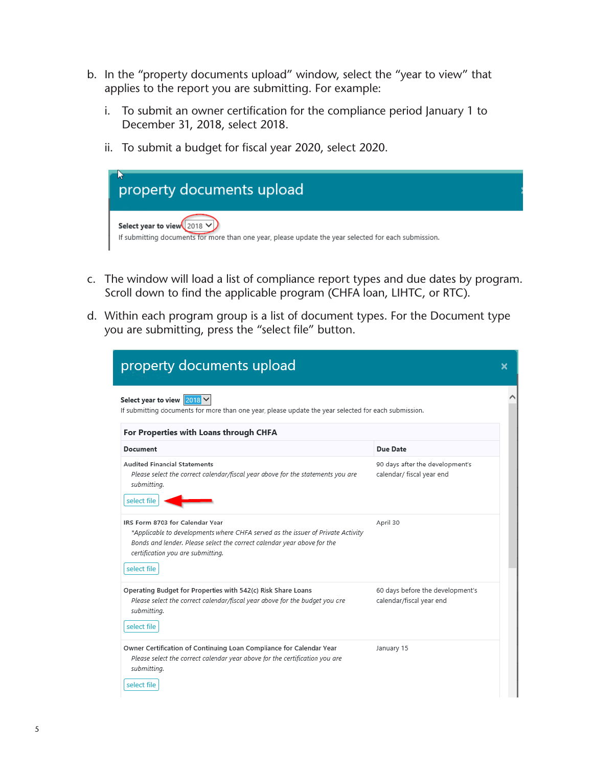b. In the "property documents upload" window, select the "year to view" that applies to the report you are submitting. For example:

   i. To submit an owner certification for the compliance period January 1 to December 31, 2018, select 2018.

   ii. To submit a budget for fiscal year 2020, select 2020.

property documents upload

Select year to view 2018

If submitting documents for more than one year, please update the year selected for each submission.

c. The window will load a list of compliance report types and due dates by program. Scroll down to find the applicable program (CHFA loan, LIHTC, or RTC).

d. Within each program group is a list of document types. For the Document type you are submitting, press the "select file" button.

property documents upload

Select year to view 2018

If submitting documents for more than one year, please update the year selected for each submission.

**For Properties with Loans through CHFA**

| Document | Due Date |
| --- | --- |
| **Audited Financial Statements** *Please select the correct calendar/fiscal year above for the statements you are submitting.* select file | 90 days after the development's calendar/ fiscal year end |
| **IRS Form 8703 for Calendar Year** *\*Applicable to developments where CHFA served as the issuer of Private Activity Bonds and lender. Please select the correct calendar year above for the certification you are submitting.* select file | April 30 |
| **Operating Budget for Properties with 542(c) Risk Share Loans** *Please select the correct calendar/fiscal year above for the budget you are submitting.* select file | 60 days before the development's calendar/fiscal year end |
| **Owner Certification of Continuing Loan Compliance for Calendar Year** *Please select the correct calendar year above for the certification you are submitting.* select file | January 15 |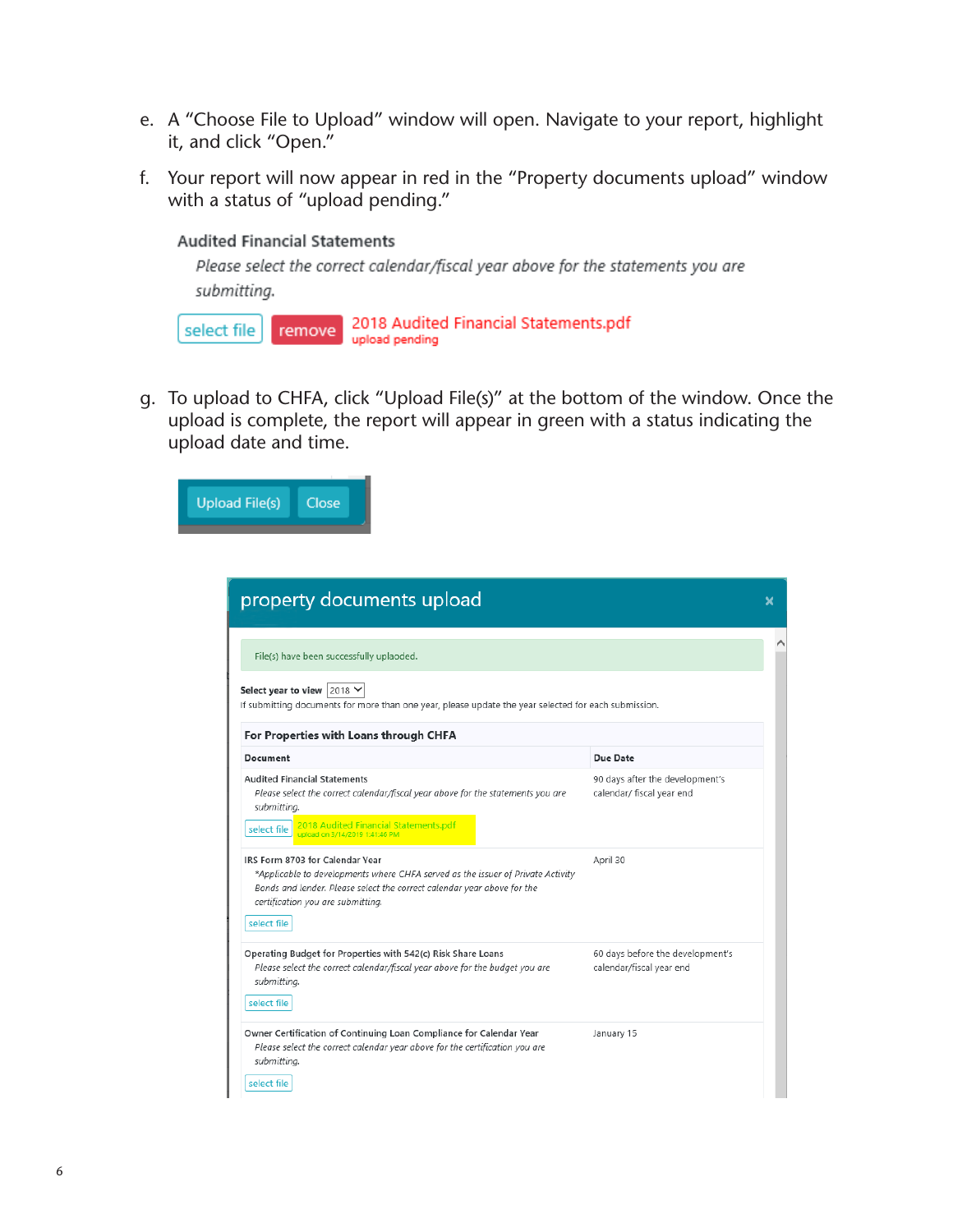e. A "Choose File to Upload" window will open. Navigate to your report, highlight it, and click "Open."

f. Your report will now appear in red in the "Property documents upload" window with a status of "upload pending."

Audited Financial Statements

*Please select the correct calendar/fiscal year above for the statements you are submitting.*

select file | remove | 2018 Audited Financial Statements.pdf
upload pending

g. To upload to CHFA, click "Upload File(s)" at the bottom of the window. Once the upload is complete, the report will appear in green with a status indicating the upload date and time.

Upload File(s) | Close

**property documents upload**

File(s) have been successfully uploaded.

**Select year to view** 2018

If submitting documents for more than one year, please update the year selected for each submission.

**For Properties with Loans through CHFA**

| Document | Due Date |
|---|---|
| Audited Financial Statements<br>*Please select the correct calendar/fiscal year above for the statements you are submitting.*<br>select file 2018 Audited Financial Statements.pdf<br>upload on 3/14/2019 1:41:40 PM | 90 days after the development's calendar/ fiscal year end |
| IRS Form 8703 for Calendar Year<br>*\*Applicable to developments where CHFA served as the issuer of Private Activity Bonds and lender. Please select the correct calendar year above for the certification you are submitting.*<br>select file | April 30 |
| Operating Budget for Properties with 542(c) Risk Share Loans<br>*Please select the correct calendar/fiscal year above for the budget you are submitting.*<br>select file | 60 days before the development's calendar/fiscal year end |
| Owner Certification of Continuing Loan Compliance for Calendar Year<br>*Please select the correct calendar year above for the certification you are submitting.*<br>select file | January 15 |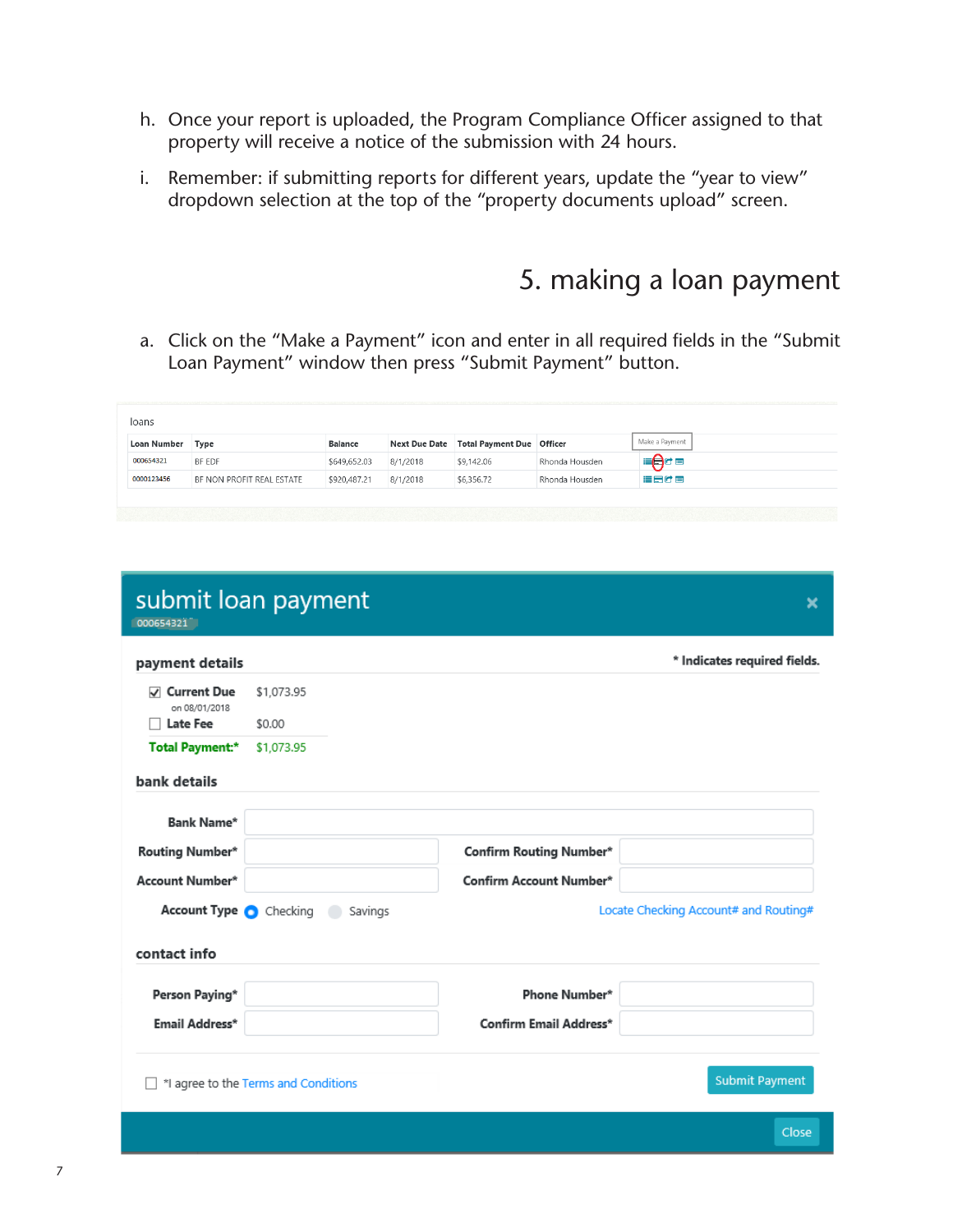h. Once your report is uploaded, the Program Compliance Officer assigned to that property will receive a notice of the submission with 24 hours.

i. Remember: if submitting reports for different years, update the "year to view" dropdown selection at the top of the "property documents upload" screen.

## 5. making a loan payment

a. Click on the "Make a Payment" icon and enter in all required fields in the "Submit Loan Payment" window then press "Submit Payment" button.

loans

| Loan Number | Type | Balance | Next Due Date | Total Payment Due | Officer | Make a Payment |
|---|---|---|---|---|---|---|
| 000654321 | BF EDF | $649,652.03 | 8/1/2018 | $9,142.06 | Rhonda Housden | |
| 0000123456 | BF NON PROFIT REAL ESTATE | $920,487.21 | 8/1/2018 | $6,356.72 | Rhonda Housden | |

### submit loan payment

000654321

**payment details** — * Indicates required fields.

| | |
|---|---|
| ☑ Current Due on 08/01/2018 | $1,073.95 |
| ☐ Late Fee | $0.00 |
| **Total Payment:*** | $1,073.95 |

**bank details**

Bank Name*

Routing Number* — Confirm Routing Number*

Account Number* — Confirm Account Number*

Account Type: Checking / Savings — Locate Checking Account# and Routing#

**contact info**

Person Paying* — Phone Number*

Email Address* — Confirm Email Address*

☐ *I agree to the Terms and Conditions

Submit Payment

Close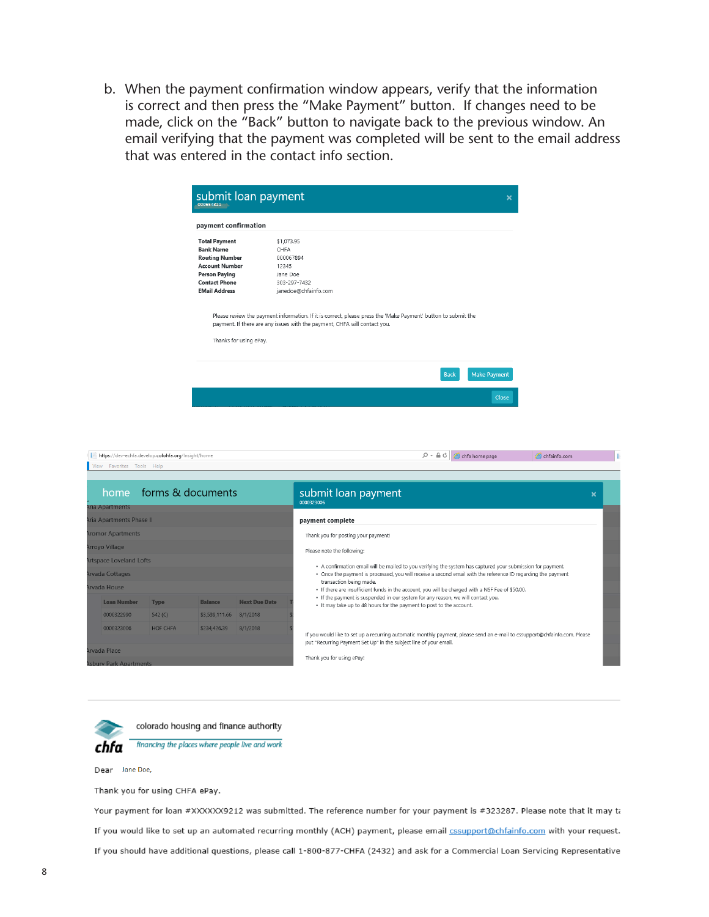b. When the payment confirmation window appears, verify that the information is correct and then press the "Make Payment" button. If changes need to be made, click on the "Back" button to navigate back to the previous window. An email verifying that the payment was completed will be sent to the email address that was entered in the contact info section.

**submit loan payment**

000054321

**payment confirmation**

| | |
|---|---|
| **Total Payment** | $1,073.95 |
| **Bank Name** | CHFA |
| **Routing Number** | 000067894 |
| **Account Number** | 12345 |
| **Person Paying** | Jane Doe |
| **Contact Phone** | 303-297-7432 |
| **EMail Address** | janedoe@chfainfo.com |

Please review the payment information. If it is correct, please press the 'Make Payment' button to submit the payment. If there are any issues with the payment, CHFA will contact you.

Thanks for using ePay.

Back | Make Payment

Close

---

https://dev-echfa.develop.colohfa.org/insight/home

home | forms & documents

**submit loan payment**

0000323006

**payment complete**

Thank you for posting your payment!

Please note the following:

- A confirmation email will be mailed to you verifying the system has captured your submission for payment.
- Once the payment is processed, you will receive a second email with the reference ID regarding the payment transaction being made.
- If there are insufficient funds in the account, you will be charged with a NSF Fee of $50.00.
- If the payment is suspended in our system for any reason, we will contact you.
- It may take up to 48 hours for the payment to post to the account.

If you would like to set up a recurring automatic monthly payment, please send an e-mail to cssupport@chfainfo.com. Please put "Recurring Payment Set Up" in the subject line of your email.

Thank you for using ePay!

---

colorado housing and finance authority

*financing the places where people live and work*

Dear Jane Doe,

Thank you for using CHFA ePay.

Your payment for loan #XXXXXX9212 was submitted. The reference number for your payment is #323287. Please note that it may ta

If you would like to set up an automated recurring monthly (ACH) payment, please email cssupport@chfainfo.com with your request.

If you should have additional questions, please call 1-800-877-CHFA (2432) and ask for a Commercial Loan Servicing Representative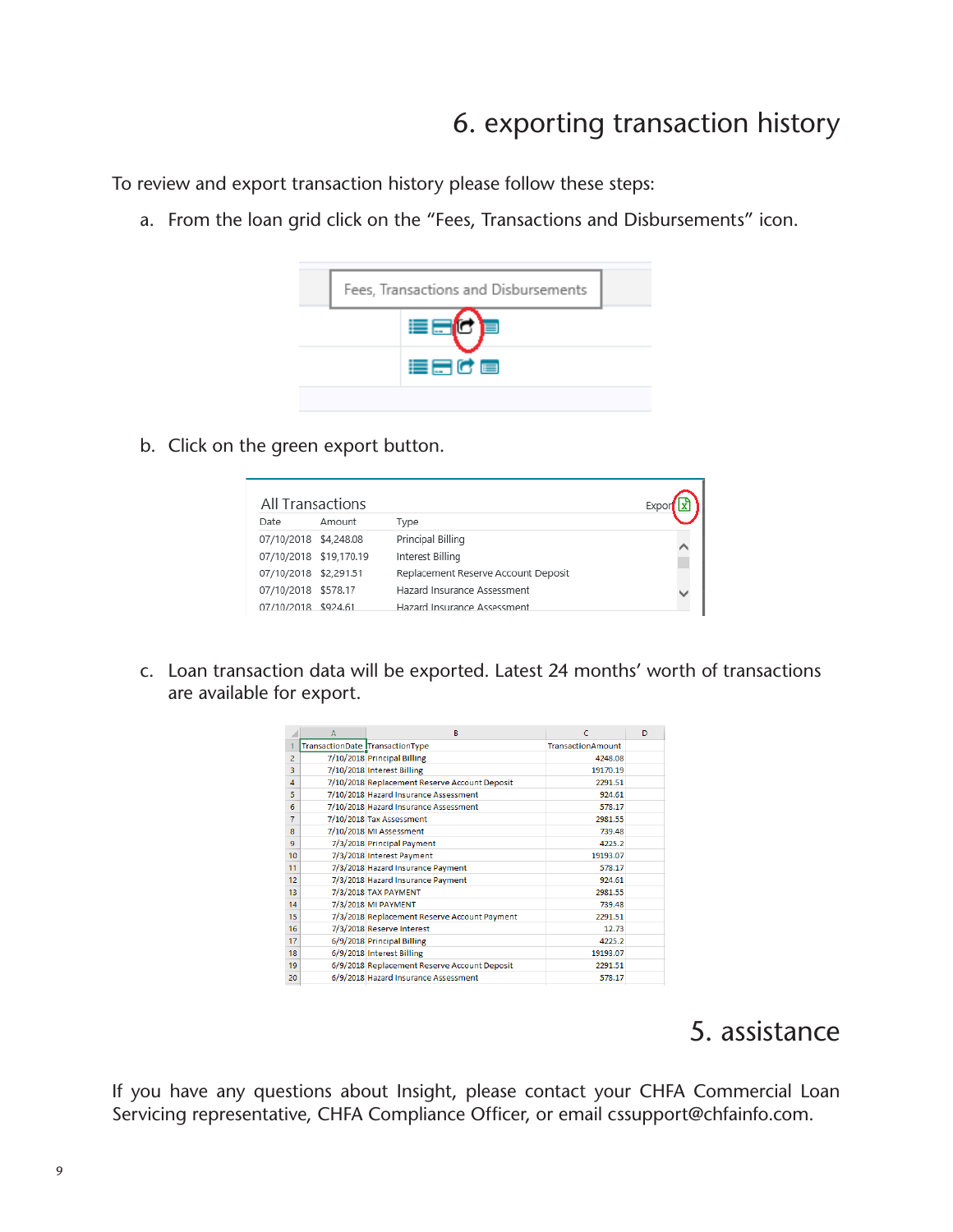# 6. exporting transaction history

To review and export transaction history please follow these steps:

a. From the loan grid click on the "Fees, Transactions and Disbursements" icon.

b. Click on the green export button.

c. Loan transaction data will be exported. Latest 24 months' worth of transactions are available for export.

# 5. assistance

If you have any questions about Insight, please contact your CHFA Commercial Loan Servicing representative, CHFA Compliance Officer, or email cssupport@chfainfo.com.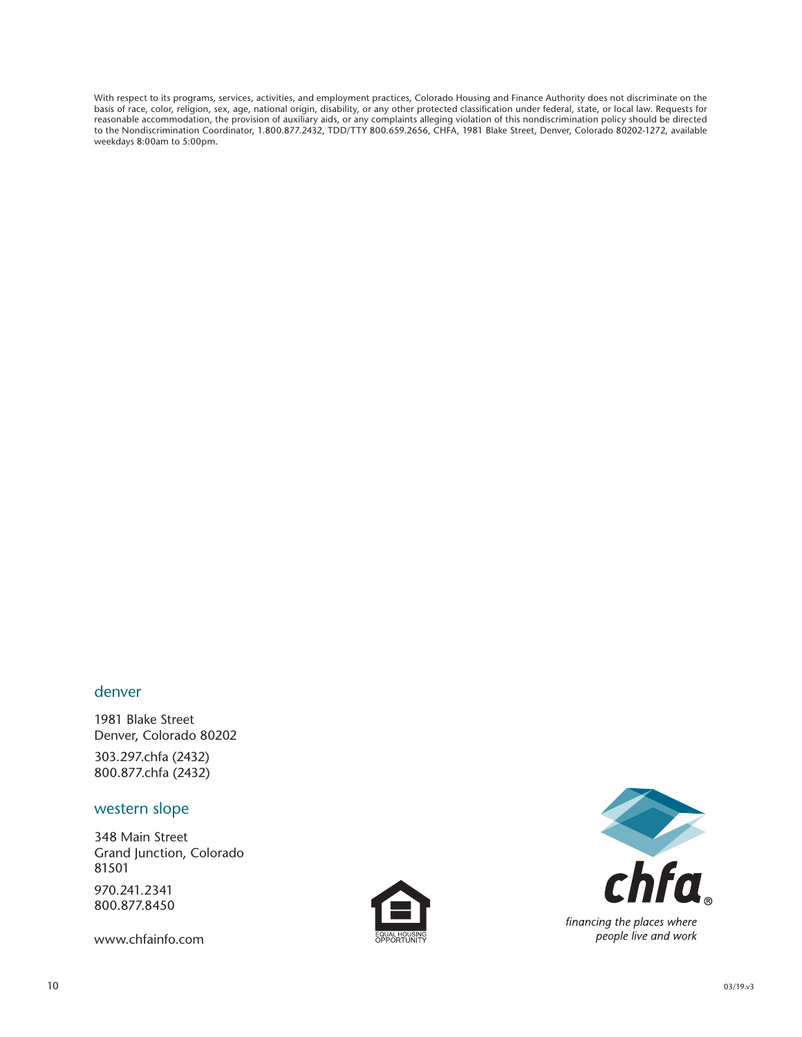With respect to its programs, services, activities, and employment practices, Colorado Housing and Finance Authority does not discriminate on the basis of race, color, religion, sex, age, national origin, disability, or any other protected classification under federal, state, or local law. Requests for reasonable accommodation, the provision of auxiliary aids, or any complaints alleging violation of this nondiscrimination policy should be directed to the Nondiscrimination Coordinator, 1.800.877.2432, TDD/TTY 800.659.2656, CHFA, 1981 Blake Street, Denver, Colorado 80202-1272, available weekdays 8:00am to 5:00pm.

## denver

1981 Blake Street
Denver, Colorado 80202

303.297.chfa (2432)
800.877.chfa (2432)

## western slope

348 Main Street
Grand Junction, Colorado
81501

970.241.2341
800.877.8450

www.chfainfo.com

EQUAL HOUSING OPPORTUNITY

chfa®

*financing the places where people live and work*

03/19.v3